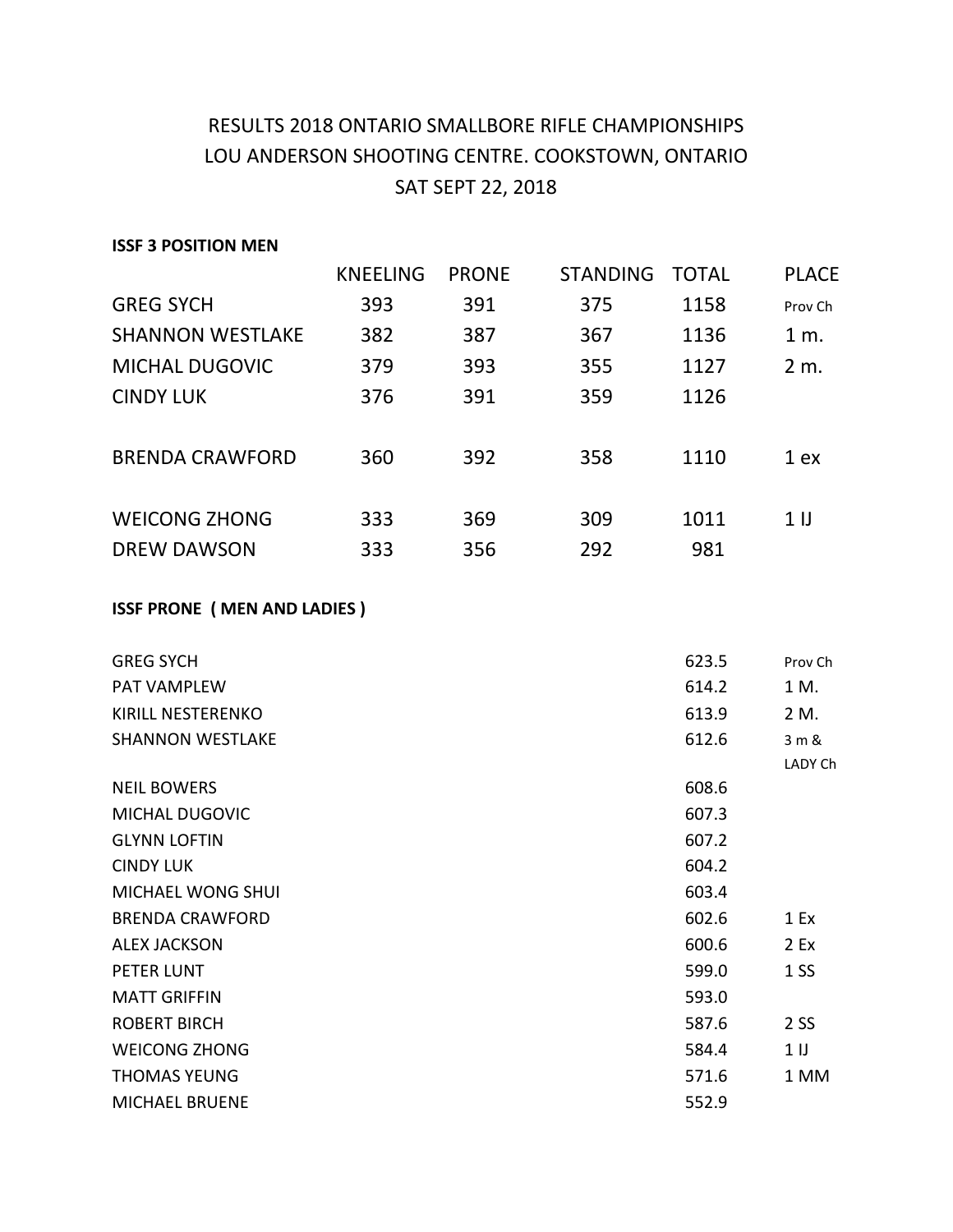# RESULTS 2018 ONTARIO SMALLBORE RIFLE CHAMPIONSHIPS
## LOU ANDERSON SHOOTING CENTRE. COOKSTOWN, ONTARIO
## SAT SEPT 22, 2018

**ISSF 3 POSITION MEN**

| | KNEELING | PRONE | STANDING | TOTAL | PLACE |
|---|---|---|---|---|---|
| GREG SYCH | 393 | 391 | 375 | 1158 | Prov Ch |
| SHANNON WESTLAKE | 382 | 387 | 367 | 1136 | 1 m. |
| MICHAL DUGOVIC | 379 | 393 | 355 | 1127 | 2 m. |
| CINDY LUK | 376 | 391 | 359 | 1126 | |
| BRENDA CRAWFORD | 360 | 392 | 358 | 1110 | 1 ex |
| WEICONG ZHONG | 333 | 369 | 309 | 1011 | 1 IJ |
| DREW DAWSON | 333 | 356 | 292 | 981 | |

**ISSF PRONE ( MEN AND LADIES )**

| | TOTAL | PLACE |
|---|---|---|
| GREG SYCH | 623.5 | Prov Ch |
| PAT VAMPLEW | 614.2 | 1 M. |
| KIRILL NESTERENKO | 613.9 | 2 M. |
| SHANNON WESTLAKE | 612.6 | 3 m & LADY Ch |
| NEIL BOWERS | 608.6 | |
| MICHAL DUGOVIC | 607.3 | |
| GLYNN LOFTIN | 607.2 | |
| CINDY LUK | 604.2 | |
| MICHAEL WONG SHUI | 603.4 | |
| BRENDA CRAWFORD | 602.6 | 1 Ex |
| ALEX JACKSON | 600.6 | 2 Ex |
| PETER LUNT | 599.0 | 1 SS |
| MATT GRIFFIN | 593.0 | |
| ROBERT BIRCH | 587.6 | 2 SS |
| WEICONG ZHONG | 584.4 | 1 IJ |
| THOMAS YEUNG | 571.6 | 1 MM |
| MICHAEL BRUENE | 552.9 | |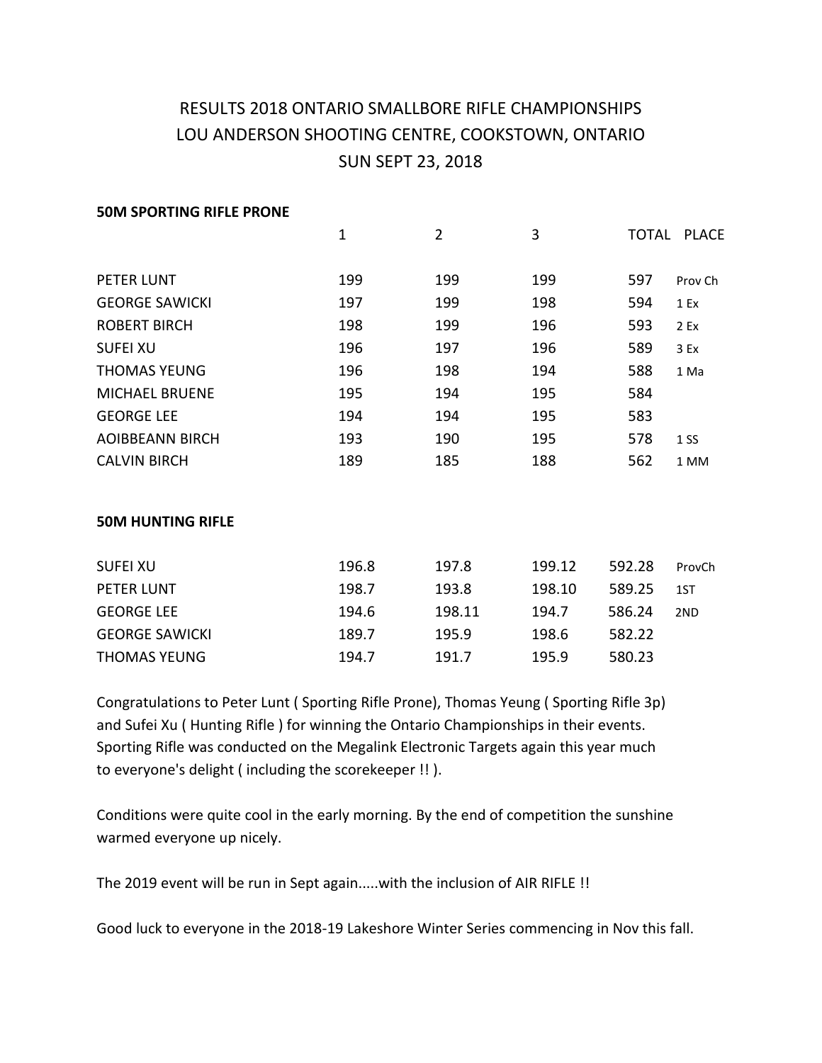RESULTS 2018 ONTARIO SMALLBORE RIFLE CHAMPIONSHIPS
LOU ANDERSON SHOOTING CENTRE, COOKSTOWN, ONTARIO
SUN SEPT 23, 2018

**50M SPORTING RIFLE PRONE**

| | 1 | 2 | 3 | TOTAL | PLACE |
|---|---|---|---|---|---|
| PETER LUNT | 199 | 199 | 199 | 597 | Prov Ch |
| GEORGE SAWICKI | 197 | 199 | 198 | 594 | 1 Ex |
| ROBERT BIRCH | 198 | 199 | 196 | 593 | 2 Ex |
| SUFEI XU | 196 | 197 | 196 | 589 | 3 Ex |
| THOMAS YEUNG | 196 | 198 | 194 | 588 | 1 Ma |
| MICHAEL BRUENE | 195 | 194 | 195 | 584 | |
| GEORGE LEE | 194 | 194 | 195 | 583 | |
| AOIBBEANN BIRCH | 193 | 190 | 195 | 578 | 1 SS |
| CALVIN BIRCH | 189 | 185 | 188 | 562 | 1 MM |

**50M HUNTING RIFLE**

| | | | | | |
|---|---|---|---|---|---|
| SUFEI XU | 196.8 | 197.8 | 199.12 | 592.28 | ProvCh |
| PETER LUNT | 198.7 | 193.8 | 198.10 | 589.25 | 1ST |
| GEORGE LEE | 194.6 | 198.11 | 194.7 | 586.24 | 2ND |
| GEORGE SAWICKI | 189.7 | 195.9 | 198.6 | 582.22 | |
| THOMAS YEUNG | 194.7 | 191.7 | 195.9 | 580.23 | |

Congratulations to Peter Lunt ( Sporting Rifle Prone), Thomas Yeung ( Sporting Rifle 3p) and Sufei Xu ( Hunting Rifle ) for winning the Ontario Championships in their events. Sporting Rifle was conducted on the Megalink Electronic Targets again this year much to everyone's delight ( including the scorekeeper !! ).

Conditions were quite cool in the early morning. By the end of competition the sunshine warmed everyone up nicely.

The 2019 event will be run in Sept again.....with the inclusion of AIR RIFLE !!

Good luck to everyone in the 2018-19 Lakeshore Winter Series commencing in Nov this fall.